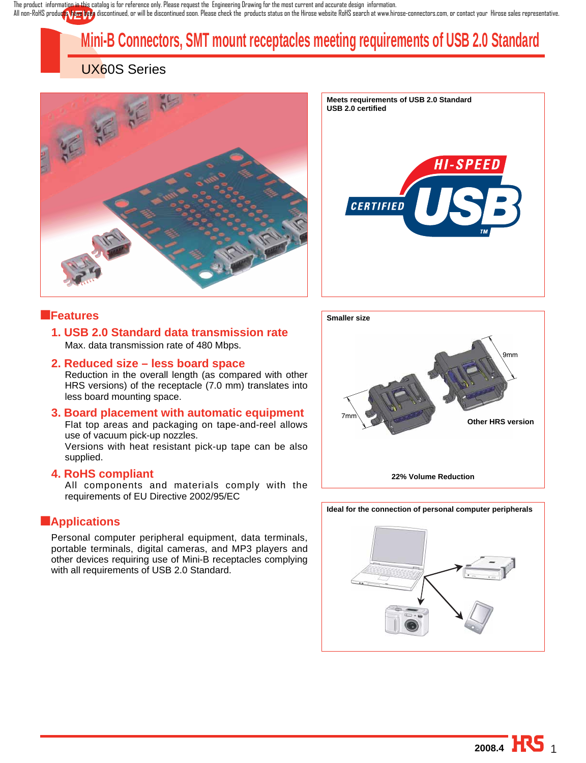The product information in this catalog is for reference only. Please request the Engineering Drawing for the most current and accurate design information.
All non-RoHS products have been discontinued, or will be discontinued soon. Please check the products status on the Hirose website RoHS search at www.hirose-connectors.com, or contact your Hirose sales representative.

NEW

# Mini-B Connectors, SMT mount receptacles meeting requirements of USB 2.0 Standard

## UX60S Series

**Meets requirements of USB 2.0 Standard**
**USB 2.0 certified**

HI-SPEED CERTIFIED USB TM

## ■Features

### 1. USB 2.0 Standard data transmission rate

Max. data transmission rate of 480 Mbps.

### 2. Reduced size – less board space

Reduction in the overall length (as compared with other HRS versions) of the receptacle (7.0 mm) translates into less board mounting space.

### 3. Board placement with automatic equipment

Flat top areas and packaging on tape-and-reel allows use of vacuum pick-up nozzles.
Versions with heat resistant pick-up tape can be also supplied.

### 4. RoHS compliant

All components and materials comply with the requirements of EU Directive 2002/95/EC

## ■Applications

Personal computer peripheral equipment, data terminals, portable terminals, digital cameras, and MP3 players and other devices requiring use of Mini-B receptacles complying with all requirements of USB 2.0 Standard.

**Smaller size**

7mm 9mm Other HRS version

**22% Volume Reduction**

**Ideal for the connection of personal computer peripherals**

2008.4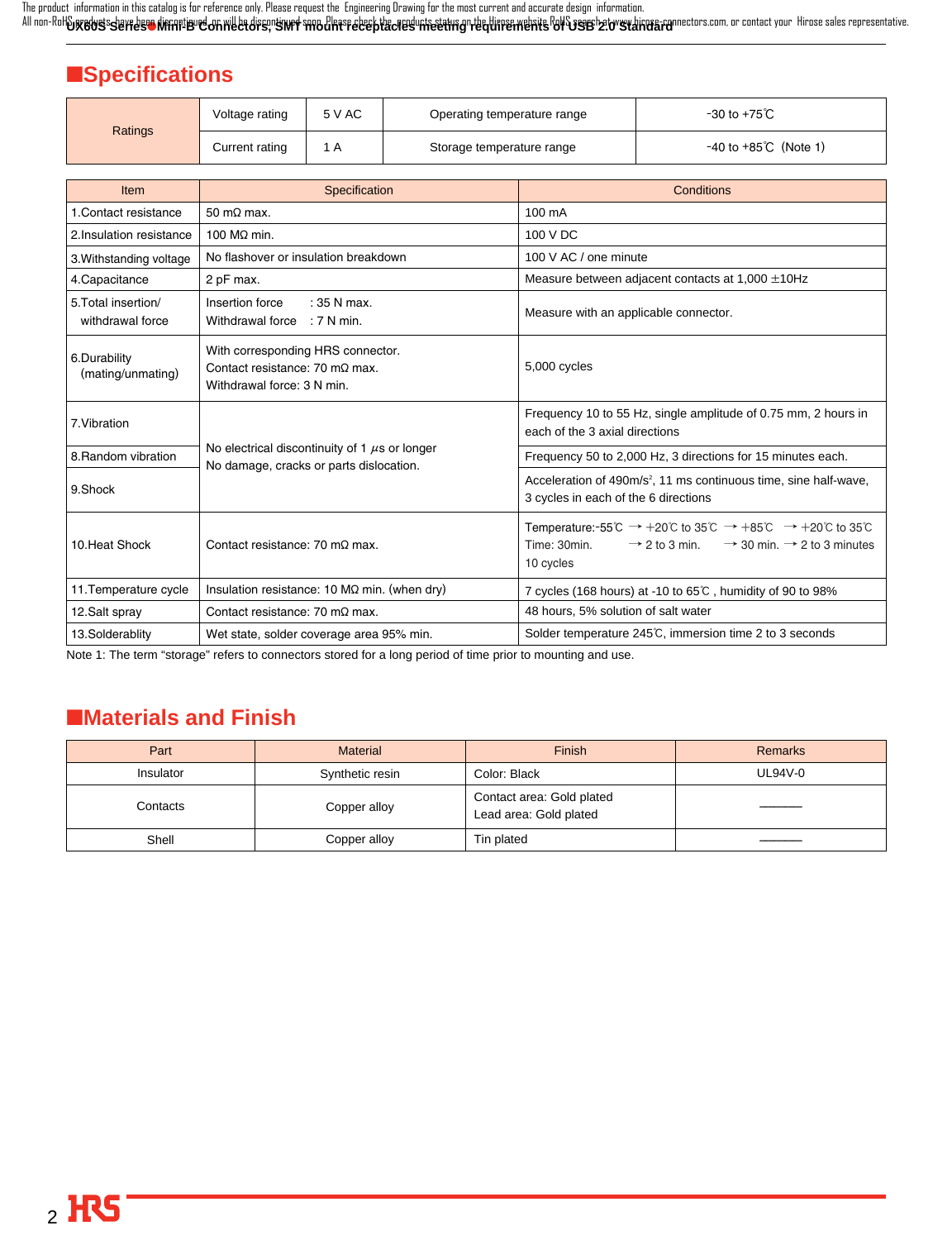## ■Specifications

| Ratings | Voltage rating | 5 V AC | Operating temperature range | -30 to +75℃ |
|---|---|---|---|---|
| | Current rating | 1 A | Storage temperature range | -40 to +85℃ (Note 1) |

| Item | Specification | Conditions |
|---|---|---|
| 1.Contact resistance | 50 mΩ max. | 100 mA |
| 2.Insulation resistance | 100 MΩ min. | 100 V DC |
| 3.Withstanding voltage | No flashover or insulation breakdown | 100 V AC / one minute |
| 4.Capacitance | 2 pF max. | Measure between adjacent contacts at 1,000 ±10Hz |
| 5.Total insertion/ withdrawal force | Insertion force : 35 N max.<br>Withdrawal force : 7 N min. | Measure with an applicable connector. |
| 6.Durability (mating/unmating) | With corresponding HRS connector.<br>Contact resistance: 70 mΩ max.<br>Withdrawal force: 3 N min. | 5,000 cycles |
| 7.Vibration | No electrical discontinuity of 1 μs or longer<br>No damage, cracks or parts dislocation. | Frequency 10 to 55 Hz, single amplitude of 0.75 mm, 2 hours in each of the 3 axial directions |
| 8.Random vibration | | Frequency 50 to 2,000 Hz, 3 directions for 15 minutes each. |
| 9.Shock | | Acceleration of 490m/s², 11 ms continuous time, sine half-wave, 3 cycles in each of the 6 directions |
| 10.Heat Shock | Contact resistance: 70 mΩ max. | Temperature:-55℃ → +20℃ to 35℃ → +85℃ → +20℃ to 35℃<br>Time: 30min. → 2 to 3 min. → 30 min. → 2 to 3 minutes<br>10 cycles |
| 11.Temperature cycle | Insulation resistance: 10 MΩ min. (when dry) | 7 cycles (168 hours) at -10 to 65℃ , humidity of 90 to 98% |
| 12.Salt spray | Contact resistance: 70 mΩ max. | 48 hours, 5% solution of salt water |
| 13.Solderablity | Wet state, solder coverage area 95% min. | Solder temperature 245℃, immersion time 2 to 3 seconds |

Note 1: The term “storage” refers to connectors stored for a long period of time prior to mounting and use.

## ■Materials and Finish

| Part | Material | Finish | Remarks |
|---|---|---|---|
| Insulator | Synthetic resin | Color: Black | UL94V-0 |
| Contacts | Copper alloy | Contact area: Gold plated<br>Lead area: Gold plated | ——— |
| Shell | Copper alloy | Tin plated | ——— |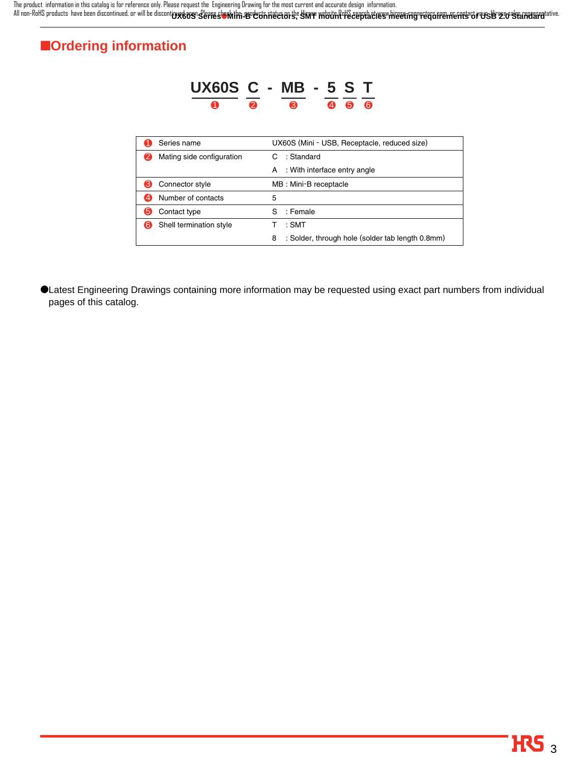## ■Ordering information

**UX60S C - MB - 5 S T**

❶ ❷ ❸ ❹ ❺ ❻

| | | |
|---|---|---|
| ❶ | Series name | UX60S (Mini - USB, Receptacle, reduced size) |
| ❷ | Mating side configuration | C : Standard<br>A : With interface entry angle |
| ❸ | Connector style | MB : Mini-B receptacle |
| ❹ | Number of contacts | 5 |
| ❺ | Contact type | S : Female |
| ❻ | Shell termination style | T : SMT<br>8 : Solder, through hole (solder tab length 0.8mm) |

●Latest Engineering Drawings containing more information may be requested using exact part numbers from individual pages of this catalog.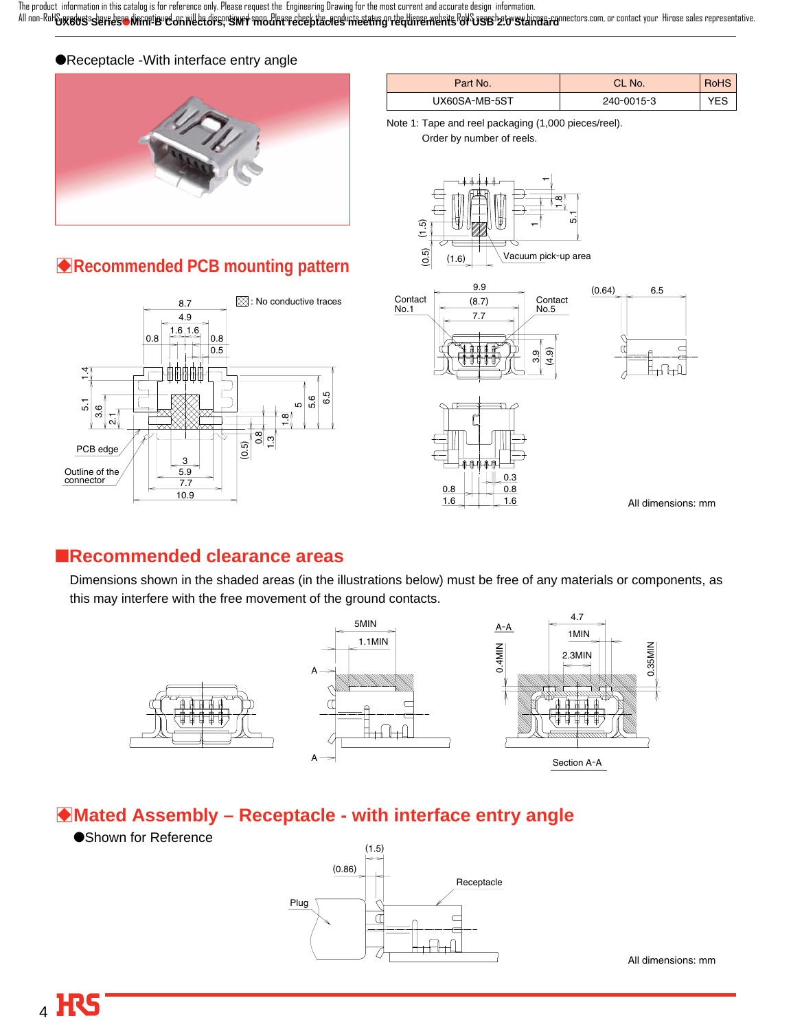The product information in this catalog is for reference only. Please request the Engineering Drawing for the most current and accurate design information.
All non-RoHS products have been discontinued, or will be discontinued soon. Please check the products status on the Hirose website RoHS search at www.hirose-connectors.com, or contact your Hirose sales representative.

●Receptacle -With interface entry angle

| Part No. | CL No. | RoHS |
|---|---|---|
| UX60SA-MB-5ST | 240-0015-3 | YES |

Note 1: Tape and reel packaging (1,000 pieces/reel).
Order by number of reels.

Vacuum pick-up area

## Recommended PCB mounting pattern

⊠ : No conductive traces

PCB edge

Outline of the connector

Contact No.1 Contact No.5

All dimensions: mm

## Recommended clearance areas

Dimensions shown in the shaded areas (in the illustrations below) must be free of any materials or components, as this may interfere with the free movement of the ground contacts.

Section A-A

## Mated Assembly – Receptacle - with interface entry angle

●Shown for Reference

Plug

Receptacle

All dimensions: mm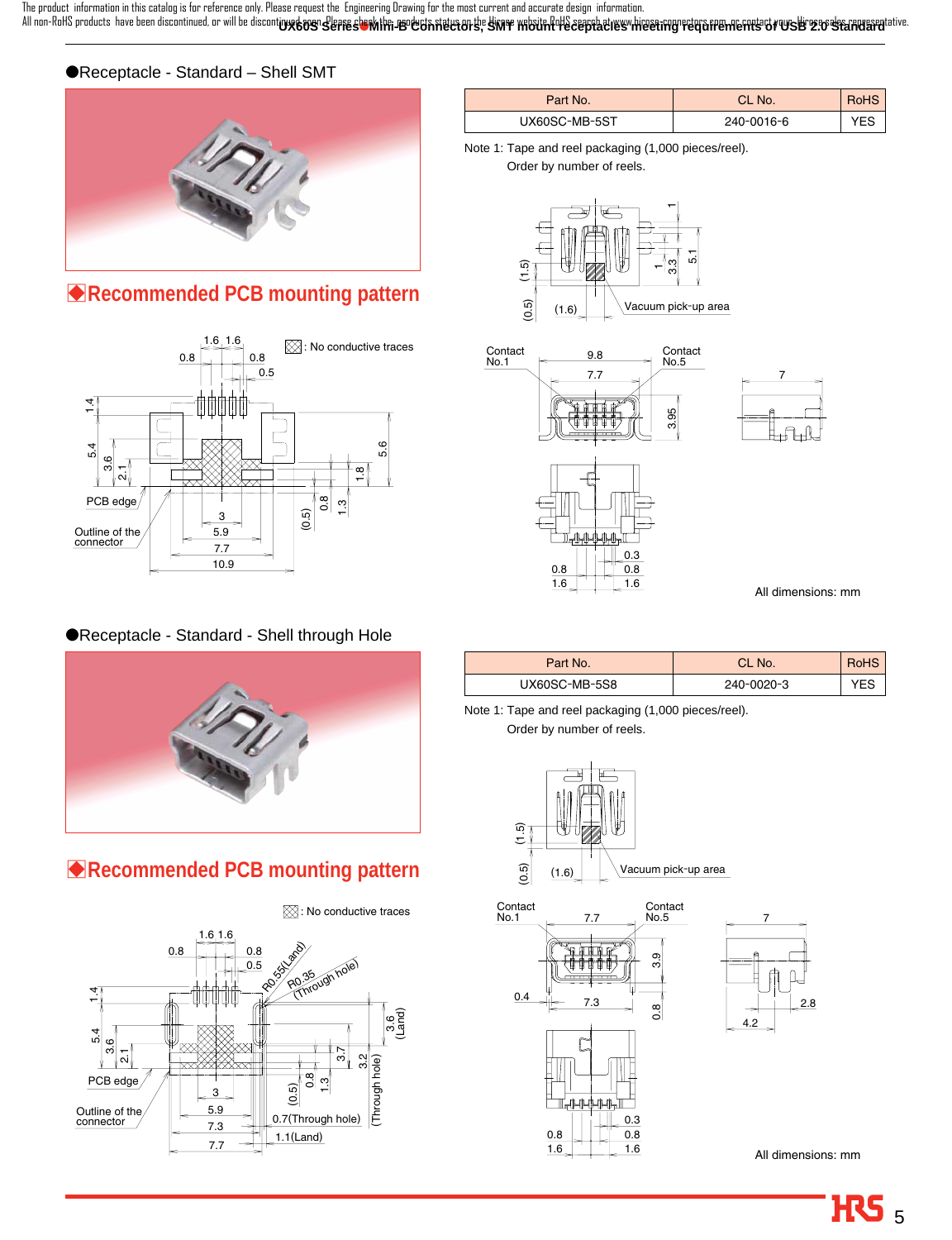The product information in this catalog is for reference only. Please request the Engineering Drawing for the most current and accurate design information.
All non-RoHS products have been discontinued, or will be discontinued soon. Please check the products status on the Hirose website RoHS search at www.hirose-connectors.com, or contact your Hirose sales representative.

## ●Receptacle - Standard – Shell SMT

| Part No. | CL No. | RoHS |
| --- | --- | --- |
| UX60SC-MB-5ST | 240-0016-6 | YES |

Note 1: Tape and reel packaging (1,000 pieces/reel).
Order by number of reels.

### Recommended PCB mounting pattern

All dimensions: mm

## ●Receptacle - Standard - Shell through Hole

| Part No. | CL No. | RoHS |
| --- | --- | --- |
| UX60SC-MB-5S8 | 240-0020-3 | YES |

Note 1: Tape and reel packaging (1,000 pieces/reel).
Order by number of reels.

### Recommended PCB mounting pattern

All dimensions: mm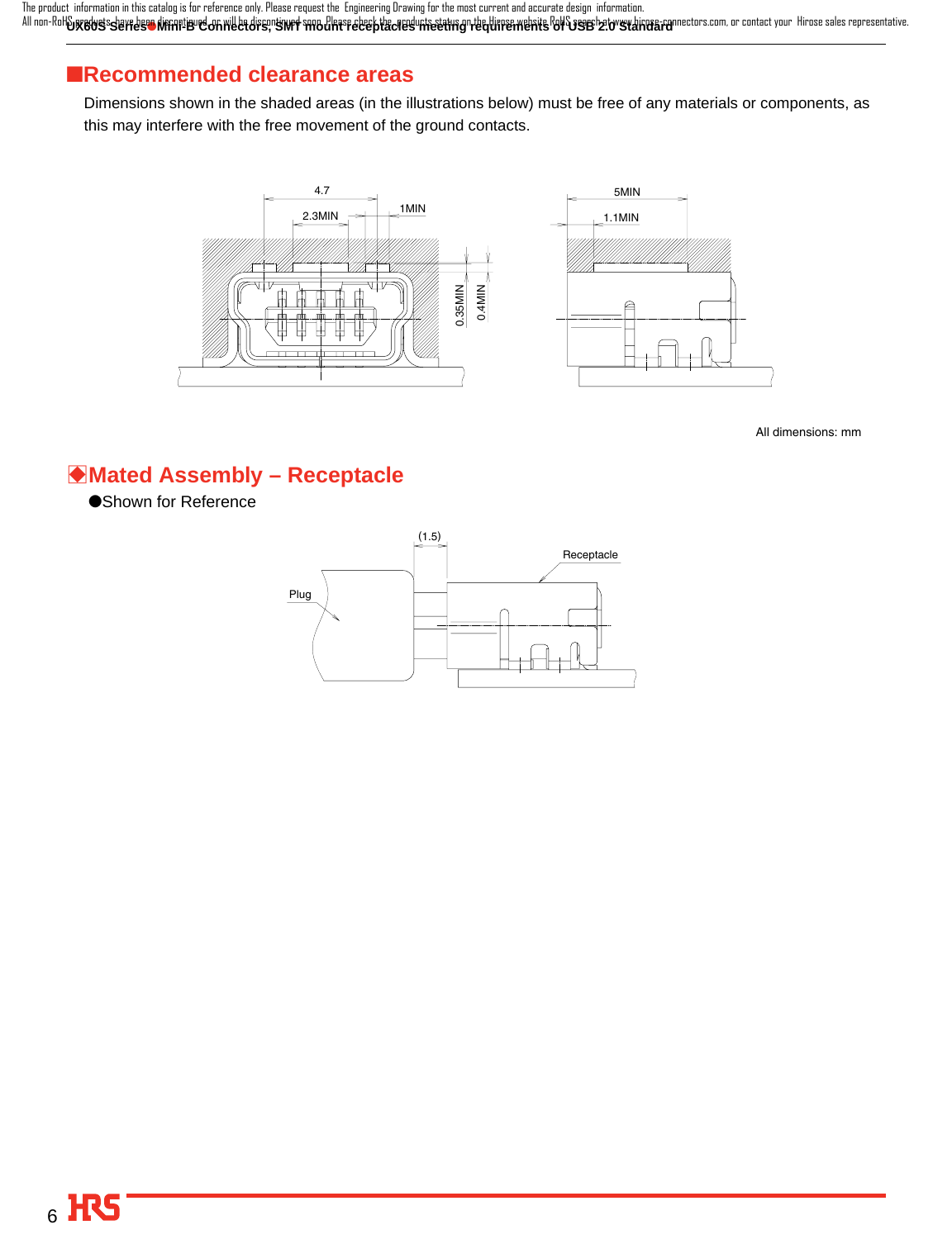## ■Recommended clearance areas

Dimensions shown in the shaded areas (in the illustrations below) must be free of any materials or components, as this may interfere with the free movement of the ground contacts.

All dimensions: mm

## ◈Mated Assembly – Receptacle

●Shown for Reference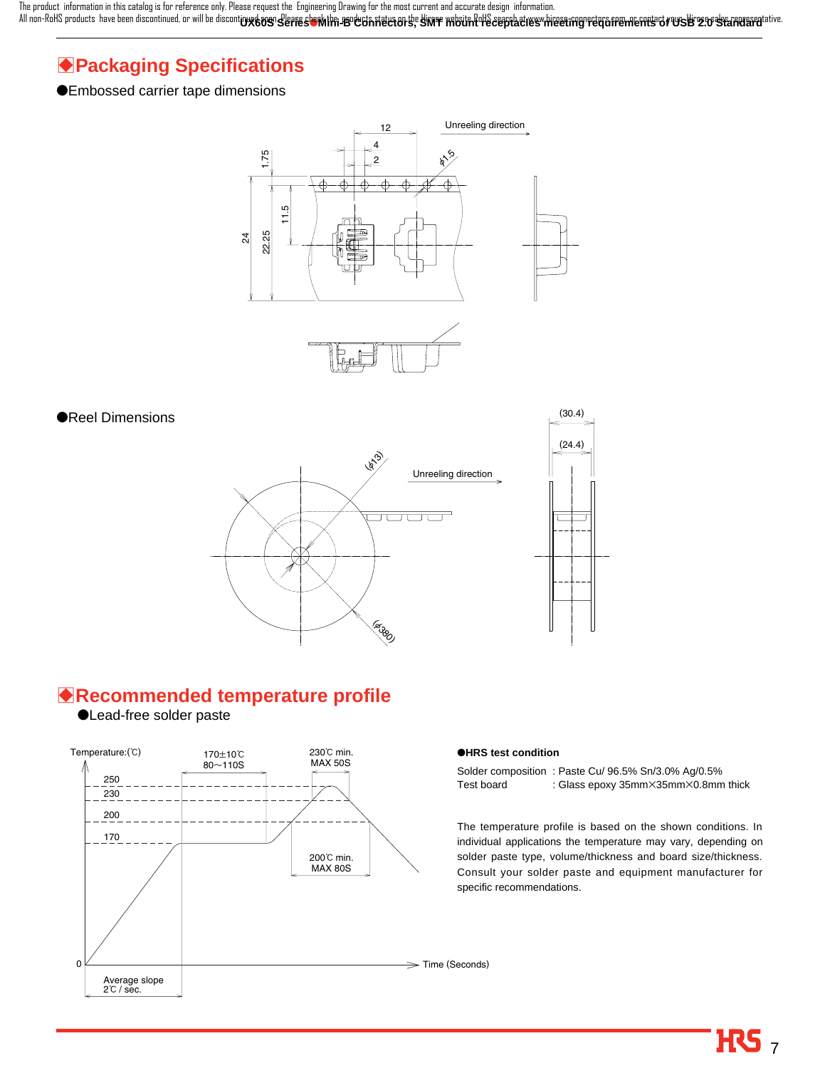## ◆Packaging Specifications

●Embossed carrier tape dimensions

12
Unreeling direction
4
2
1.75
φ1.5
11.5
24
22.25

●Reel Dimensions

(30.4)
(24.4)
(φ13)
Unreeling direction
(φ380)

## ◆Recommended temperature profile

●Lead-free solder paste

Temperature:(℃)
170±10℃
80～110S
230℃ min.
MAX 50S
250
230
200
170
200℃ min.
MAX 80S
0
Time (Seconds)
Average slope
2℃ / sec.

●**HRS test condition**

Solder composition : Paste Cu/ 96.5% Sn/3.0% Ag/0.5%
Test board : Glass epoxy 35mm×35mm×0.8mm thick

The temperature profile is based on the shown conditions. In individual applications the temperature may vary, depending on solder paste type, volume/thickness and board size/thickness. Consult your solder paste and equipment manufacturer for specific recommendations.